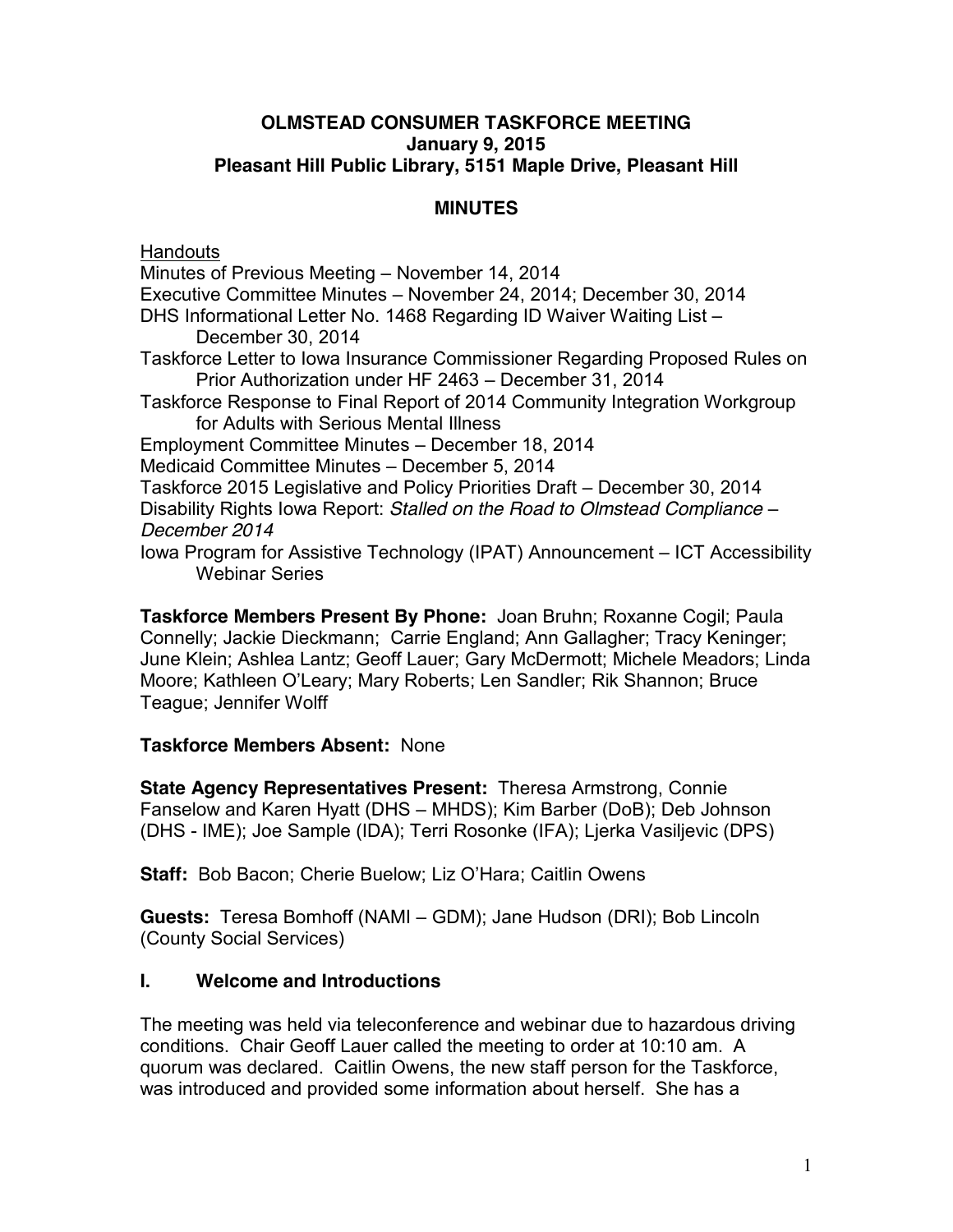**OLMSTEAD CONSUMER TASKFORCE MEETING**
**January 9, 2015**
**Pleasant Hill Public Library, 5151 Maple Drive, Pleasant Hill**

**MINUTES**

Handouts

Minutes of Previous Meeting – November 14, 2014
Executive Committee Minutes – November 24, 2014; December 30, 2014
DHS Informational Letter No. 1468 Regarding ID Waiver Waiting List – December 30, 2014
Taskforce Letter to Iowa Insurance Commissioner Regarding Proposed Rules on Prior Authorization under HF 2463 – December 31, 2014
Taskforce Response to Final Report of 2014 Community Integration Workgroup for Adults with Serious Mental Illness
Employment Committee Minutes – December 18, 2014
Medicaid Committee Minutes – December 5, 2014
Taskforce 2015 Legislative and Policy Priorities Draft – December 30, 2014
Disability Rights Iowa Report: *Stalled on the Road to Olmstead Compliance – December 2014*
Iowa Program for Assistive Technology (IPAT) Announcement – ICT Accessibility Webinar Series

**Taskforce Members Present By Phone:** Joan Bruhn; Roxanne Cogil; Paula Connelly; Jackie Dieckmann; Carrie England; Ann Gallagher; Tracy Keninger; June Klein; Ashlea Lantz; Geoff Lauer; Gary McDermott; Michele Meadors; Linda Moore; Kathleen O'Leary; Mary Roberts; Len Sandler; Rik Shannon; Bruce Teague; Jennifer Wolff

**Taskforce Members Absent:** None

**State Agency Representatives Present:** Theresa Armstrong, Connie Fanselow and Karen Hyatt (DHS – MHDS); Kim Barber (DoB); Deb Johnson (DHS - IME); Joe Sample (IDA); Terri Rosonke (IFA); Ljerka Vasiljevic (DPS)

**Staff:** Bob Bacon; Cherie Buelow; Liz O'Hara; Caitlin Owens

**Guests:** Teresa Bomhoff (NAMI – GDM); Jane Hudson (DRI); Bob Lincoln (County Social Services)

## I. Welcome and Introductions

The meeting was held via teleconference and webinar due to hazardous driving conditions. Chair Geoff Lauer called the meeting to order at 10:10 am. A quorum was declared. Caitlin Owens, the new staff person for the Taskforce, was introduced and provided some information about herself. She has a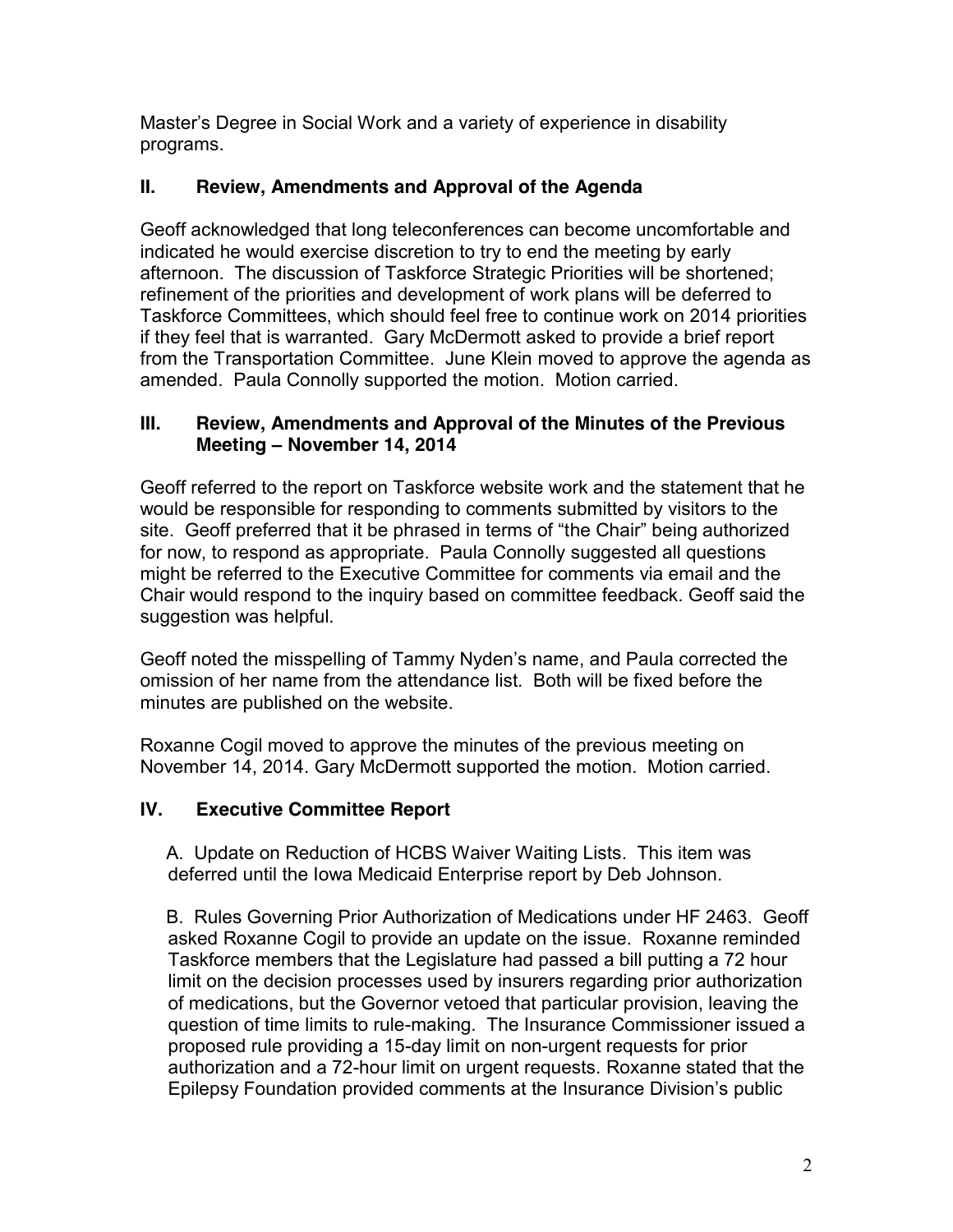Master's Degree in Social Work and a variety of experience in disability programs.

## II. Review, Amendments and Approval of the Agenda

Geoff acknowledged that long teleconferences can become uncomfortable and indicated he would exercise discretion to try to end the meeting by early afternoon. The discussion of Taskforce Strategic Priorities will be shortened; refinement of the priorities and development of work plans will be deferred to Taskforce Committees, which should feel free to continue work on 2014 priorities if they feel that is warranted. Gary McDermott asked to provide a brief report from the Transportation Committee. June Klein moved to approve the agenda as amended. Paula Connolly supported the motion. Motion carried.

## III. Review, Amendments and Approval of the Minutes of the Previous Meeting – November 14, 2014

Geoff referred to the report on Taskforce website work and the statement that he would be responsible for responding to comments submitted by visitors to the site. Geoff preferred that it be phrased in terms of "the Chair" being authorized for now, to respond as appropriate. Paula Connolly suggested all questions might be referred to the Executive Committee for comments via email and the Chair would respond to the inquiry based on committee feedback. Geoff said the suggestion was helpful.

Geoff noted the misspelling of Tammy Nyden's name, and Paula corrected the omission of her name from the attendance list. Both will be fixed before the minutes are published on the website.

Roxanne Cogil moved to approve the minutes of the previous meeting on November 14, 2014. Gary McDermott supported the motion. Motion carried.

## IV. Executive Committee Report

A. Update on Reduction of HCBS Waiver Waiting Lists. This item was deferred until the Iowa Medicaid Enterprise report by Deb Johnson.

B. Rules Governing Prior Authorization of Medications under HF 2463. Geoff asked Roxanne Cogil to provide an update on the issue. Roxanne reminded Taskforce members that the Legislature had passed a bill putting a 72 hour limit on the decision processes used by insurers regarding prior authorization of medications, but the Governor vetoed that particular provision, leaving the question of time limits to rule-making. The Insurance Commissioner issued a proposed rule providing a 15-day limit on non-urgent requests for prior authorization and a 72-hour limit on urgent requests. Roxanne stated that the Epilepsy Foundation provided comments at the Insurance Division's public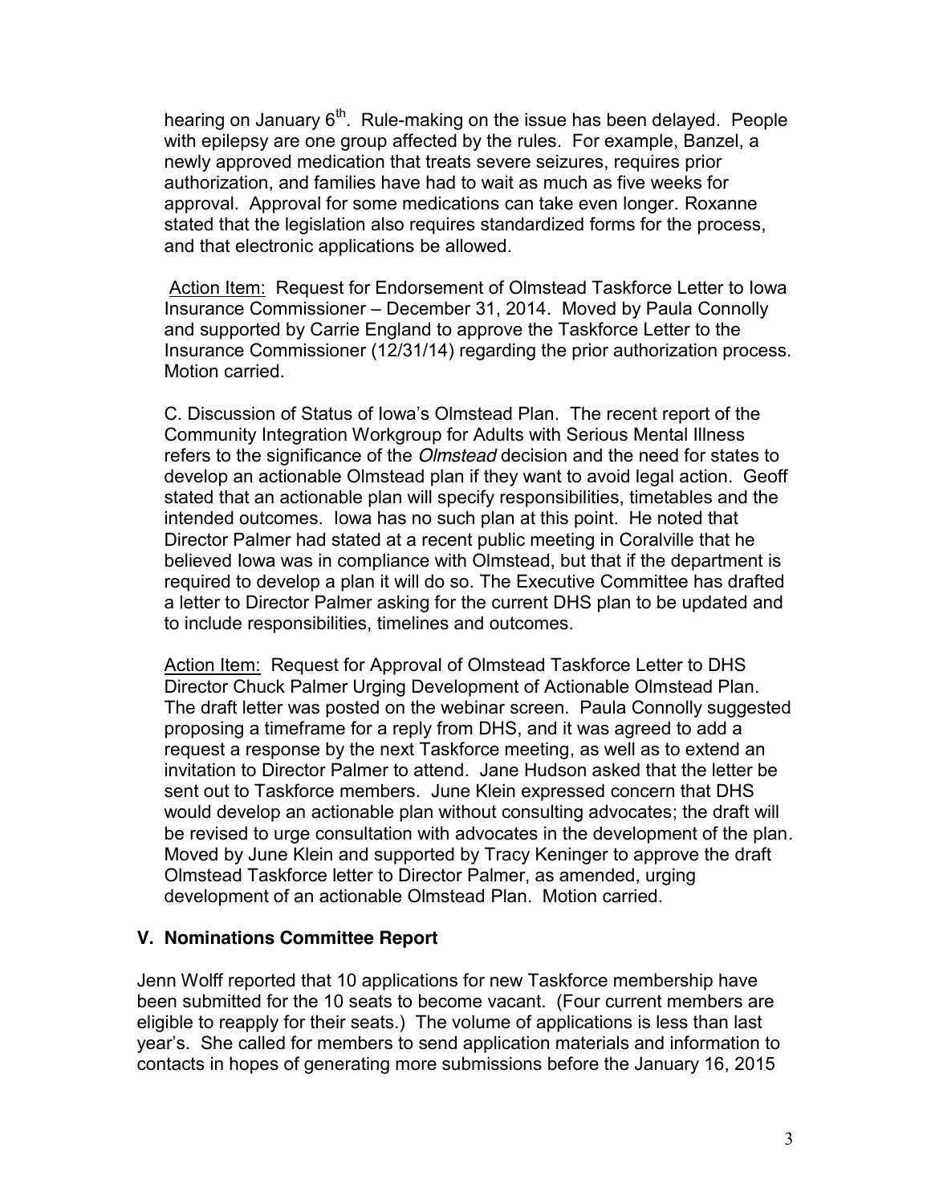hearing on January 6th. Rule-making on the issue has been delayed. People with epilepsy are one group affected by the rules. For example, Banzel, a newly approved medication that treats severe seizures, requires prior authorization, and families have had to wait as much as five weeks for approval. Approval for some medications can take even longer. Roxanne stated that the legislation also requires standardized forms for the process, and that electronic applications be allowed.

Action Item: Request for Endorsement of Olmstead Taskforce Letter to Iowa Insurance Commissioner – December 31, 2014. Moved by Paula Connolly and supported by Carrie England to approve the Taskforce Letter to the Insurance Commissioner (12/31/14) regarding the prior authorization process. Motion carried.

C. Discussion of Status of Iowa's Olmstead Plan. The recent report of the Community Integration Workgroup for Adults with Serious Mental Illness refers to the significance of the *Olmstead* decision and the need for states to develop an actionable Olmstead plan if they want to avoid legal action. Geoff stated that an actionable plan will specify responsibilities, timetables and the intended outcomes. Iowa has no such plan at this point. He noted that Director Palmer had stated at a recent public meeting in Coralville that he believed Iowa was in compliance with Olmstead, but that if the department is required to develop a plan it will do so. The Executive Committee has drafted a letter to Director Palmer asking for the current DHS plan to be updated and to include responsibilities, timelines and outcomes.

Action Item: Request for Approval of Olmstead Taskforce Letter to DHS Director Chuck Palmer Urging Development of Actionable Olmstead Plan. The draft letter was posted on the webinar screen. Paula Connolly suggested proposing a timeframe for a reply from DHS, and it was agreed to add a request a response by the next Taskforce meeting, as well as to extend an invitation to Director Palmer to attend. Jane Hudson asked that the letter be sent out to Taskforce members. June Klein expressed concern that DHS would develop an actionable plan without consulting advocates; the draft will be revised to urge consultation with advocates in the development of the plan. Moved by June Klein and supported by Tracy Keninger to approve the draft Olmstead Taskforce letter to Director Palmer, as amended, urging development of an actionable Olmstead Plan. Motion carried.

## V. Nominations Committee Report

Jenn Wolff reported that 10 applications for new Taskforce membership have been submitted for the 10 seats to become vacant. (Four current members are eligible to reapply for their seats.) The volume of applications is less than last year's. She called for members to send application materials and information to contacts in hopes of generating more submissions before the January 16, 2015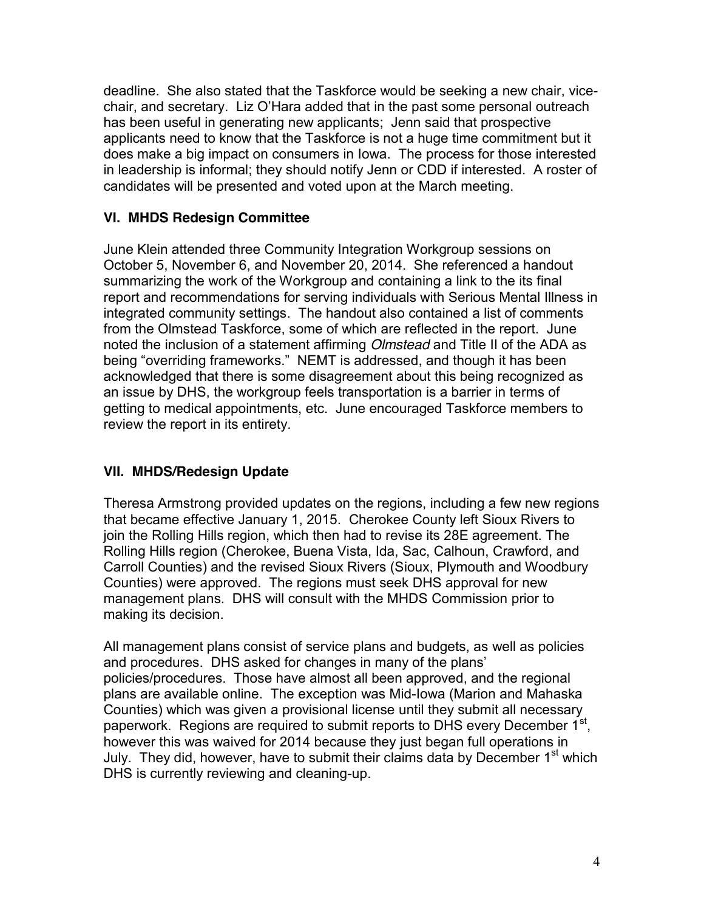deadline. She also stated that the Taskforce would be seeking a new chair, vice-chair, and secretary. Liz O'Hara added that in the past some personal outreach has been useful in generating new applicants; Jenn said that prospective applicants need to know that the Taskforce is not a huge time commitment but it does make a big impact on consumers in Iowa. The process for those interested in leadership is informal; they should notify Jenn or CDD if interested. A roster of candidates will be presented and voted upon at the March meeting.

### VI. MHDS Redesign Committee

June Klein attended three Community Integration Workgroup sessions on October 5, November 6, and November 20, 2014. She referenced a handout summarizing the work of the Workgroup and containing a link to the its final report and recommendations for serving individuals with Serious Mental Illness in integrated community settings. The handout also contained a list of comments from the Olmstead Taskforce, some of which are reflected in the report. June noted the inclusion of a statement affirming *Olmstead* and Title II of the ADA as being "overriding frameworks." NEMT is addressed, and though it has been acknowledged that there is some disagreement about this being recognized as an issue by DHS, the workgroup feels transportation is a barrier in terms of getting to medical appointments, etc. June encouraged Taskforce members to review the report in its entirety.

### VII. MHDS/Redesign Update

Theresa Armstrong provided updates on the regions, including a few new regions that became effective January 1, 2015. Cherokee County left Sioux Rivers to join the Rolling Hills region, which then had to revise its 28E agreement. The Rolling Hills region (Cherokee, Buena Vista, Ida, Sac, Calhoun, Crawford, and Carroll Counties) and the revised Sioux Rivers (Sioux, Plymouth and Woodbury Counties) were approved. The regions must seek DHS approval for new management plans. DHS will consult with the MHDS Commission prior to making its decision.

All management plans consist of service plans and budgets, as well as policies and procedures. DHS asked for changes in many of the plans' policies/procedures. Those have almost all been approved, and the regional plans are available online. The exception was Mid-Iowa (Marion and Mahaska Counties) which was given a provisional license until they submit all necessary paperwork. Regions are required to submit reports to DHS every December 1st, however this was waived for 2014 because they just began full operations in July. They did, however, have to submit their claims data by December 1st which DHS is currently reviewing and cleaning-up.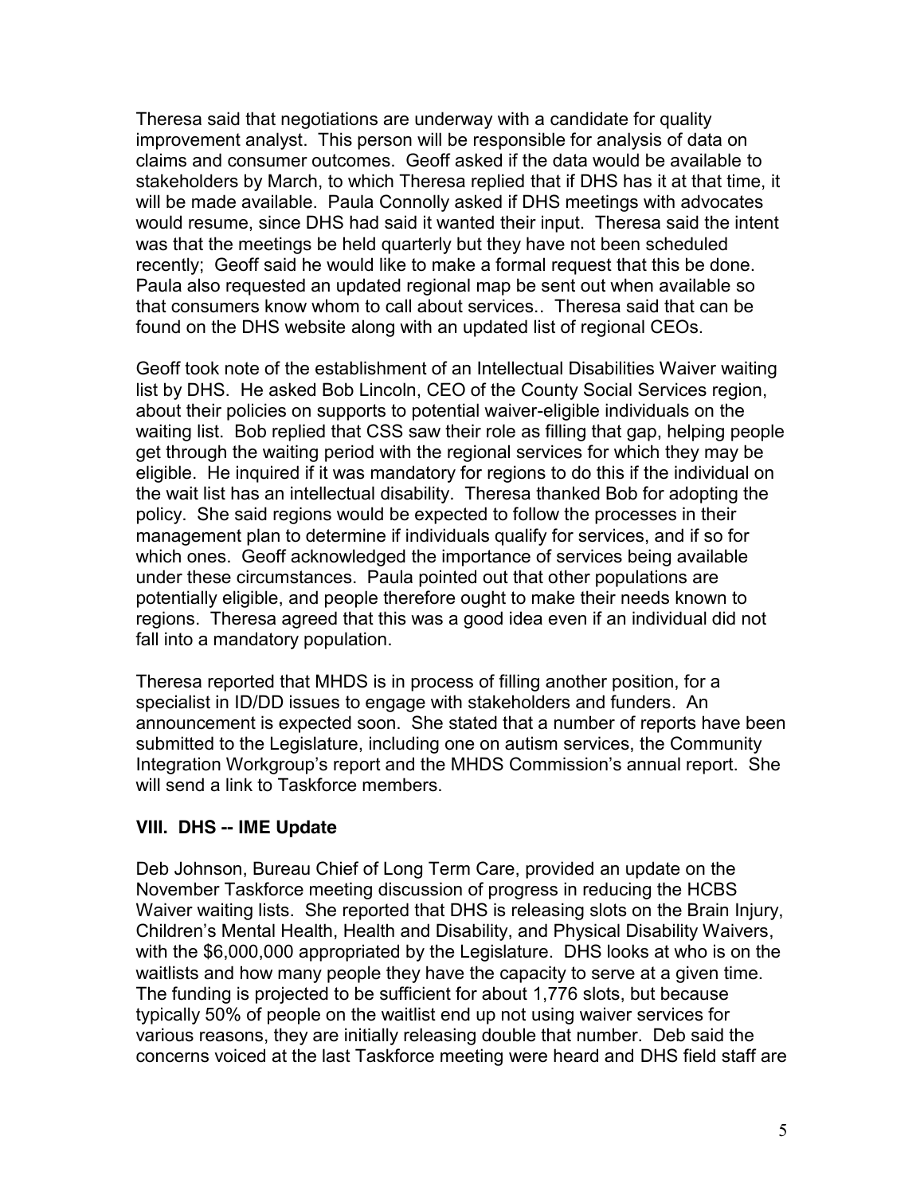Theresa said that negotiations are underway with a candidate for quality improvement analyst. This person will be responsible for analysis of data on claims and consumer outcomes. Geoff asked if the data would be available to stakeholders by March, to which Theresa replied that if DHS has it at that time, it will be made available. Paula Connolly asked if DHS meetings with advocates would resume, since DHS had said it wanted their input. Theresa said the intent was that the meetings be held quarterly but they have not been scheduled recently; Geoff said he would like to make a formal request that this be done. Paula also requested an updated regional map be sent out when available so that consumers know whom to call about services.. Theresa said that can be found on the DHS website along with an updated list of regional CEOs.

Geoff took note of the establishment of an Intellectual Disabilities Waiver waiting list by DHS. He asked Bob Lincoln, CEO of the County Social Services region, about their policies on supports to potential waiver-eligible individuals on the waiting list. Bob replied that CSS saw their role as filling that gap, helping people get through the waiting period with the regional services for which they may be eligible. He inquired if it was mandatory for regions to do this if the individual on the wait list has an intellectual disability. Theresa thanked Bob for adopting the policy. She said regions would be expected to follow the processes in their management plan to determine if individuals qualify for services, and if so for which ones. Geoff acknowledged the importance of services being available under these circumstances. Paula pointed out that other populations are potentially eligible, and people therefore ought to make their needs known to regions. Theresa agreed that this was a good idea even if an individual did not fall into a mandatory population.

Theresa reported that MHDS is in process of filling another position, for a specialist in ID/DD issues to engage with stakeholders and funders. An announcement is expected soon. She stated that a number of reports have been submitted to the Legislature, including one on autism services, the Community Integration Workgroup's report and the MHDS Commission's annual report. She will send a link to Taskforce members.

## VIII. DHS -- IME Update

Deb Johnson, Bureau Chief of Long Term Care, provided an update on the November Taskforce meeting discussion of progress in reducing the HCBS Waiver waiting lists. She reported that DHS is releasing slots on the Brain Injury, Children's Mental Health, Health and Disability, and Physical Disability Waivers, with the $6,000,000 appropriated by the Legislature. DHS looks at who is on the waitlists and how many people they have the capacity to serve at a given time. The funding is projected to be sufficient for about 1,776 slots, but because typically 50% of people on the waitlist end up not using waiver services for various reasons, they are initially releasing double that number. Deb said the concerns voiced at the last Taskforce meeting were heard and DHS field staff are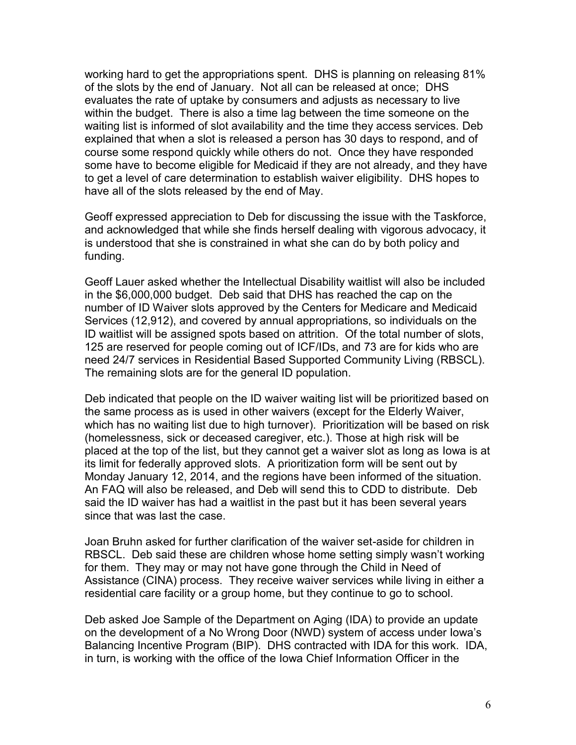working hard to get the appropriations spent. DHS is planning on releasing 81% of the slots by the end of January. Not all can be released at once; DHS evaluates the rate of uptake by consumers and adjusts as necessary to live within the budget. There is also a time lag between the time someone on the waiting list is informed of slot availability and the time they access services. Deb explained that when a slot is released a person has 30 days to respond, and of course some respond quickly while others do not. Once they have responded some have to become eligible for Medicaid if they are not already, and they have to get a level of care determination to establish waiver eligibility. DHS hopes to have all of the slots released by the end of May.

Geoff expressed appreciation to Deb for discussing the issue with the Taskforce, and acknowledged that while she finds herself dealing with vigorous advocacy, it is understood that she is constrained in what she can do by both policy and funding.

Geoff Lauer asked whether the Intellectual Disability waitlist will also be included in the $6,000,000 budget. Deb said that DHS has reached the cap on the number of ID Waiver slots approved by the Centers for Medicare and Medicaid Services (12,912), and covered by annual appropriations, so individuals on the ID waitlist will be assigned spots based on attrition. Of the total number of slots, 125 are reserved for people coming out of ICF/IDs, and 73 are for kids who are need 24/7 services in Residential Based Supported Community Living (RBSCL). The remaining slots are for the general ID population.

Deb indicated that people on the ID waiver waiting list will be prioritized based on the same process as is used in other waivers (except for the Elderly Waiver, which has no waiting list due to high turnover). Prioritization will be based on risk (homelessness, sick or deceased caregiver, etc.). Those at high risk will be placed at the top of the list, but they cannot get a waiver slot as long as Iowa is at its limit for federally approved slots. A prioritization form will be sent out by Monday January 12, 2014, and the regions have been informed of the situation. An FAQ will also be released, and Deb will send this to CDD to distribute. Deb said the ID waiver has had a waitlist in the past but it has been several years since that was last the case.

Joan Bruhn asked for further clarification of the waiver set-aside for children in RBSCL. Deb said these are children whose home setting simply wasn't working for them. They may or may not have gone through the Child in Need of Assistance (CINA) process. They receive waiver services while living in either a residential care facility or a group home, but they continue to go to school.

Deb asked Joe Sample of the Department on Aging (IDA) to provide an update on the development of a No Wrong Door (NWD) system of access under Iowa's Balancing Incentive Program (BIP). DHS contracted with IDA for this work. IDA, in turn, is working with the office of the Iowa Chief Information Officer in the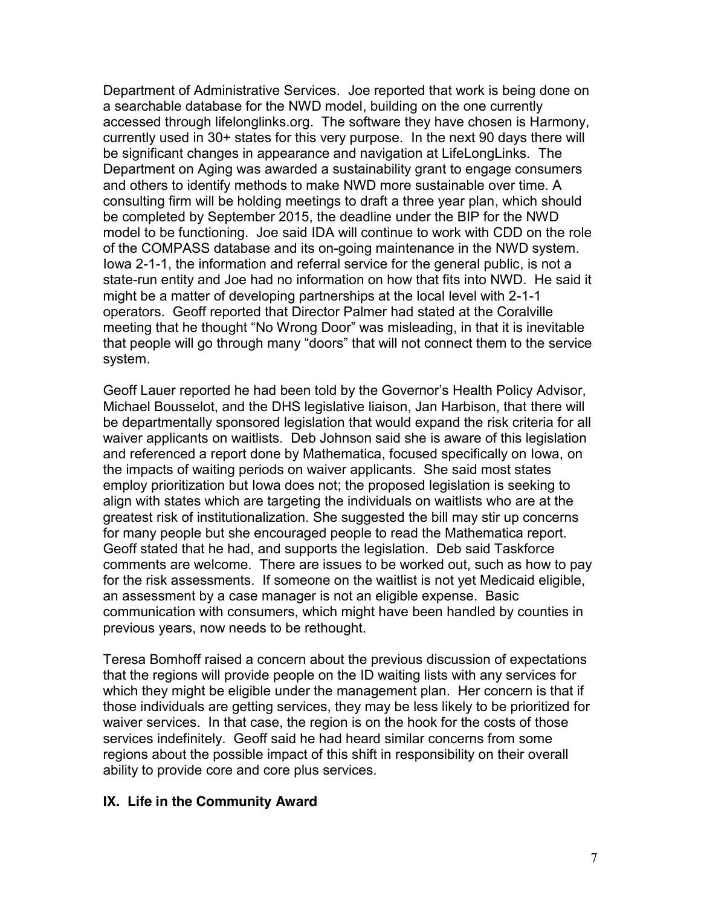Department of Administrative Services. Joe reported that work is being done on a searchable database for the NWD model, building on the one currently accessed through lifelonglinks.org. The software they have chosen is Harmony, currently used in 30+ states for this very purpose. In the next 90 days there will be significant changes in appearance and navigation at LifeLongLinks. The Department on Aging was awarded a sustainability grant to engage consumers and others to identify methods to make NWD more sustainable over time. A consulting firm will be holding meetings to draft a three year plan, which should be completed by September 2015, the deadline under the BIP for the NWD model to be functioning. Joe said IDA will continue to work with CDD on the role of the COMPASS database and its on-going maintenance in the NWD system. Iowa 2-1-1, the information and referral service for the general public, is not a state-run entity and Joe had no information on how that fits into NWD. He said it might be a matter of developing partnerships at the local level with 2-1-1 operators. Geoff reported that Director Palmer had stated at the Coralville meeting that he thought "No Wrong Door" was misleading, in that it is inevitable that people will go through many "doors" that will not connect them to the service system.

Geoff Lauer reported he had been told by the Governor's Health Policy Advisor, Michael Bousselot, and the DHS legislative liaison, Jan Harbison, that there will be departmentally sponsored legislation that would expand the risk criteria for all waiver applicants on waitlists. Deb Johnson said she is aware of this legislation and referenced a report done by Mathematica, focused specifically on Iowa, on the impacts of waiting periods on waiver applicants. She said most states employ prioritization but Iowa does not; the proposed legislation is seeking to align with states which are targeting the individuals on waitlists who are at the greatest risk of institutionalization. She suggested the bill may stir up concerns for many people but she encouraged people to read the Mathematica report. Geoff stated that he had, and supports the legislation. Deb said Taskforce comments are welcome. There are issues to be worked out, such as how to pay for the risk assessments. If someone on the waitlist is not yet Medicaid eligible, an assessment by a case manager is not an eligible expense. Basic communication with consumers, which might have been handled by counties in previous years, now needs to be rethought.

Teresa Bomhoff raised a concern about the previous discussion of expectations that the regions will provide people on the ID waiting lists with any services for which they might be eligible under the management plan. Her concern is that if those individuals are getting services, they may be less likely to be prioritized for waiver services. In that case, the region is on the hook for the costs of those services indefinitely. Geoff said he had heard similar concerns from some regions about the possible impact of this shift in responsibility on their overall ability to provide core and core plus services.

## IX. Life in the Community Award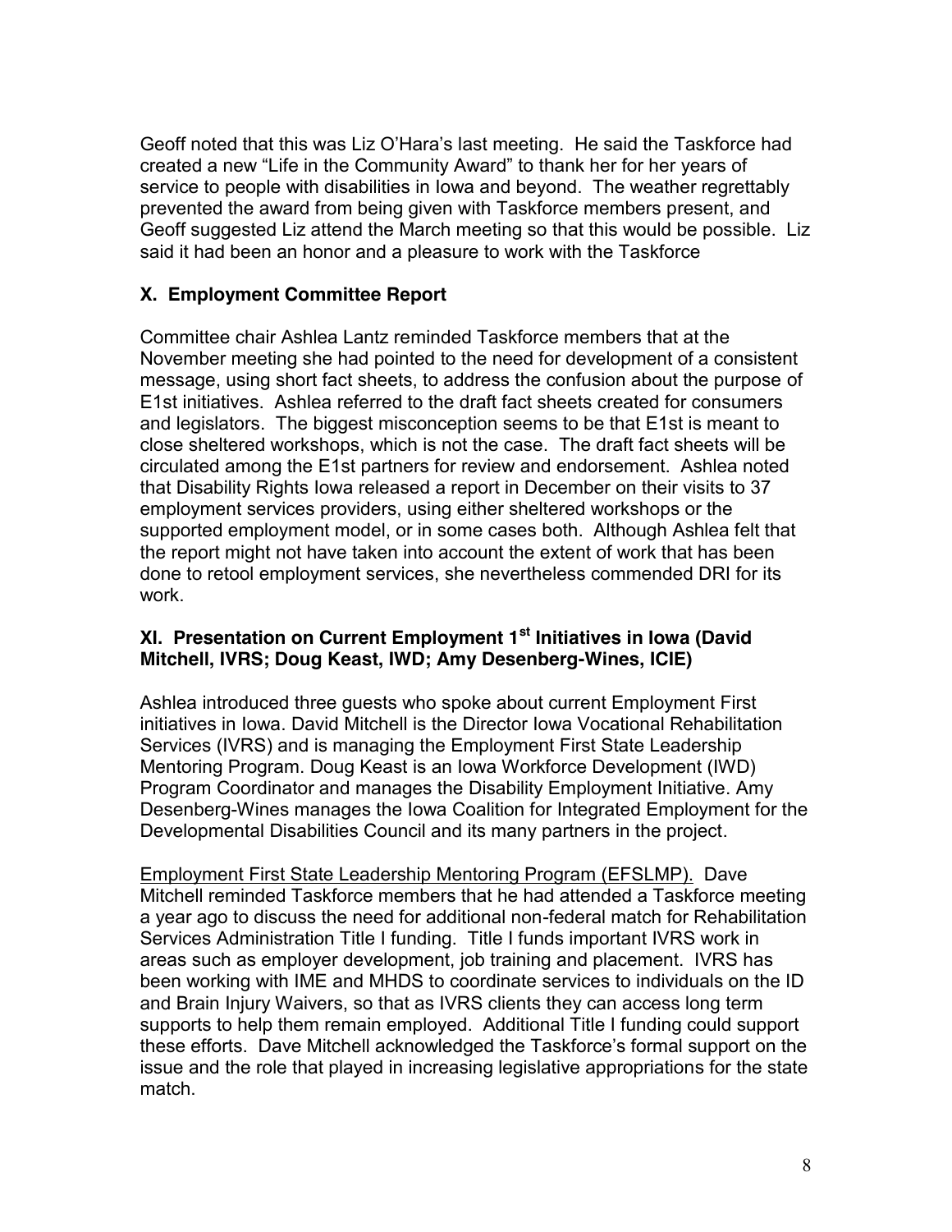Geoff noted that this was Liz O'Hara's last meeting. He said the Taskforce had created a new "Life in the Community Award" to thank her for her years of service to people with disabilities in Iowa and beyond. The weather regrettably prevented the award from being given with Taskforce members present, and Geoff suggested Liz attend the March meeting so that this would be possible. Liz said it had been an honor and a pleasure to work with the Taskforce

### X. Employment Committee Report

Committee chair Ashlea Lantz reminded Taskforce members that at the November meeting she had pointed to the need for development of a consistent message, using short fact sheets, to address the confusion about the purpose of E1st initiatives. Ashlea referred to the draft fact sheets created for consumers and legislators. The biggest misconception seems to be that E1st is meant to close sheltered workshops, which is not the case. The draft fact sheets will be circulated among the E1st partners for review and endorsement. Ashlea noted that Disability Rights Iowa released a report in December on their visits to 37 employment services providers, using either sheltered workshops or the supported employment model, or in some cases both. Although Ashlea felt that the report might not have taken into account the extent of work that has been done to retool employment services, she nevertheless commended DRI for its work.

### XI. Presentation on Current Employment 1st Initiatives in Iowa (David Mitchell, IVRS; Doug Keast, IWD; Amy Desenberg-Wines, ICIE)

Ashlea introduced three guests who spoke about current Employment First initiatives in Iowa. David Mitchell is the Director Iowa Vocational Rehabilitation Services (IVRS) and is managing the Employment First State Leadership Mentoring Program. Doug Keast is an Iowa Workforce Development (IWD) Program Coordinator and manages the Disability Employment Initiative. Amy Desenberg-Wines manages the Iowa Coalition for Integrated Employment for the Developmental Disabilities Council and its many partners in the project.

<u>Employment First State Leadership Mentoring Program (EFSLMP).</u> Dave Mitchell reminded Taskforce members that he had attended a Taskforce meeting a year ago to discuss the need for additional non-federal match for Rehabilitation Services Administration Title I funding. Title I funds important IVRS work in areas such as employer development, job training and placement. IVRS has been working with IME and MHDS to coordinate services to individuals on the ID and Brain Injury Waivers, so that as IVRS clients they can access long term supports to help them remain employed. Additional Title I funding could support these efforts. Dave Mitchell acknowledged the Taskforce's formal support on the issue and the role that played in increasing legislative appropriations for the state match.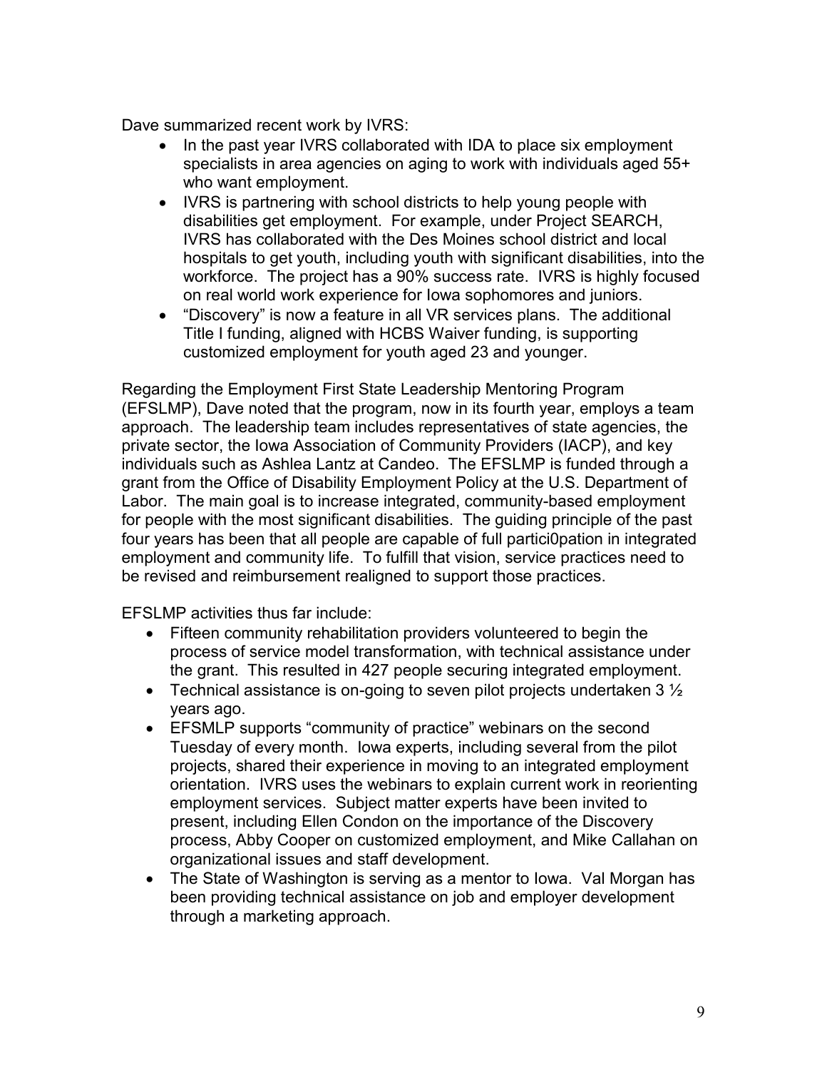Dave summarized recent work by IVRS:

- In the past year IVRS collaborated with IDA to place six employment specialists in area agencies on aging to work with individuals aged 55+ who want employment.
- IVRS is partnering with school districts to help young people with disabilities get employment. For example, under Project SEARCH, IVRS has collaborated with the Des Moines school district and local hospitals to get youth, including youth with significant disabilities, into the workforce. The project has a 90% success rate. IVRS is highly focused on real world work experience for Iowa sophomores and juniors.
- "Discovery" is now a feature in all VR services plans. The additional Title I funding, aligned with HCBS Waiver funding, is supporting customized employment for youth aged 23 and younger.

Regarding the Employment First State Leadership Mentoring Program (EFSLMP), Dave noted that the program, now in its fourth year, employs a team approach. The leadership team includes representatives of state agencies, the private sector, the Iowa Association of Community Providers (IACP), and key individuals such as Ashlea Lantz at Candeo. The EFSLMP is funded through a grant from the Office of Disability Employment Policy at the U.S. Department of Labor. The main goal is to increase integrated, community-based employment for people with the most significant disabilities. The guiding principle of the past four years has been that all people are capable of full partici0pation in integrated employment and community life. To fulfill that vision, service practices need to be revised and reimbursement realigned to support those practices.

EFSLMP activities thus far include:

- Fifteen community rehabilitation providers volunteered to begin the process of service model transformation, with technical assistance under the grant. This resulted in 427 people securing integrated employment.
- Technical assistance is on-going to seven pilot projects undertaken 3 ½ years ago.
- EFSMLP supports "community of practice" webinars on the second Tuesday of every month. Iowa experts, including several from the pilot projects, shared their experience in moving to an integrated employment orientation. IVRS uses the webinars to explain current work in reorienting employment services. Subject matter experts have been invited to present, including Ellen Condon on the importance of the Discovery process, Abby Cooper on customized employment, and Mike Callahan on organizational issues and staff development.
- The State of Washington is serving as a mentor to Iowa. Val Morgan has been providing technical assistance on job and employer development through a marketing approach.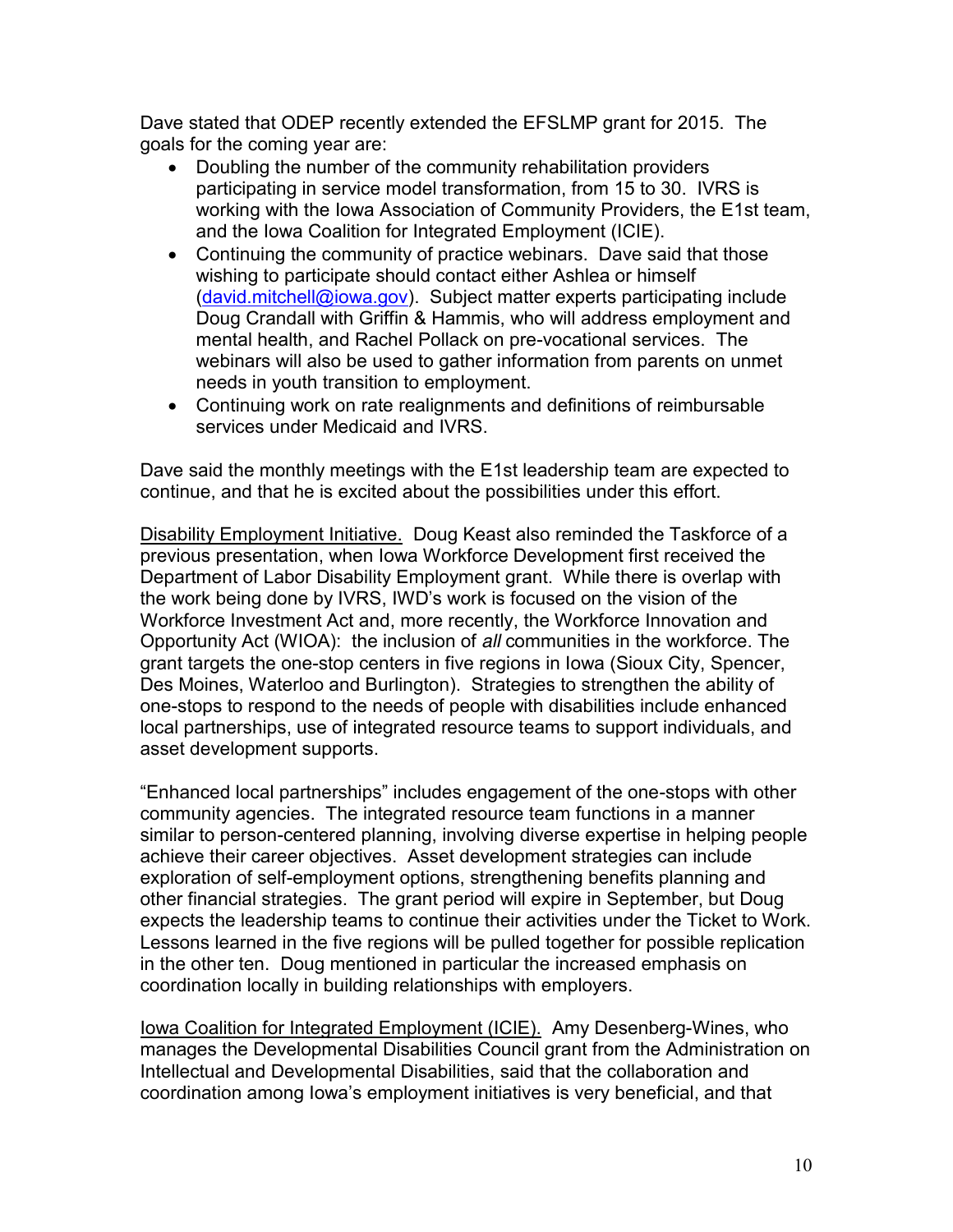Dave stated that ODEP recently extended the EFSLMP grant for 2015. The goals for the coming year are:

- Doubling the number of the community rehabilitation providers participating in service model transformation, from 15 to 30. IVRS is working with the Iowa Association of Community Providers, the E1st team, and the Iowa Coalition for Integrated Employment (ICIE).
- Continuing the community of practice webinars. Dave said that those wishing to participate should contact either Ashlea or himself (david.mitchell@iowa.gov). Subject matter experts participating include Doug Crandall with Griffin & Hammis, who will address employment and mental health, and Rachel Pollack on pre-vocational services. The webinars will also be used to gather information from parents on unmet needs in youth transition to employment.
- Continuing work on rate realignments and definitions of reimbursable services under Medicaid and IVRS.

Dave said the monthly meetings with the E1st leadership team are expected to continue, and that he is excited about the possibilities under this effort.

<u>Disability Employment Initiative.</u> Doug Keast also reminded the Taskforce of a previous presentation, when Iowa Workforce Development first received the Department of Labor Disability Employment grant. While there is overlap with the work being done by IVRS, IWD's work is focused on the vision of the Workforce Investment Act and, more recently, the Workforce Innovation and Opportunity Act (WIOA): the inclusion of *all* communities in the workforce. The grant targets the one-stop centers in five regions in Iowa (Sioux City, Spencer, Des Moines, Waterloo and Burlington). Strategies to strengthen the ability of one-stops to respond to the needs of people with disabilities include enhanced local partnerships, use of integrated resource teams to support individuals, and asset development supports.

"Enhanced local partnerships" includes engagement of the one-stops with other community agencies. The integrated resource team functions in a manner similar to person-centered planning, involving diverse expertise in helping people achieve their career objectives. Asset development strategies can include exploration of self-employment options, strengthening benefits planning and other financial strategies. The grant period will expire in September, but Doug expects the leadership teams to continue their activities under the Ticket to Work. Lessons learned in the five regions will be pulled together for possible replication in the other ten. Doug mentioned in particular the increased emphasis on coordination locally in building relationships with employers.

<u>Iowa Coalition for Integrated Employment (ICIE).</u> Amy Desenberg-Wines, who manages the Developmental Disabilities Council grant from the Administration on Intellectual and Developmental Disabilities, said that the collaboration and coordination among Iowa's employment initiatives is very beneficial, and that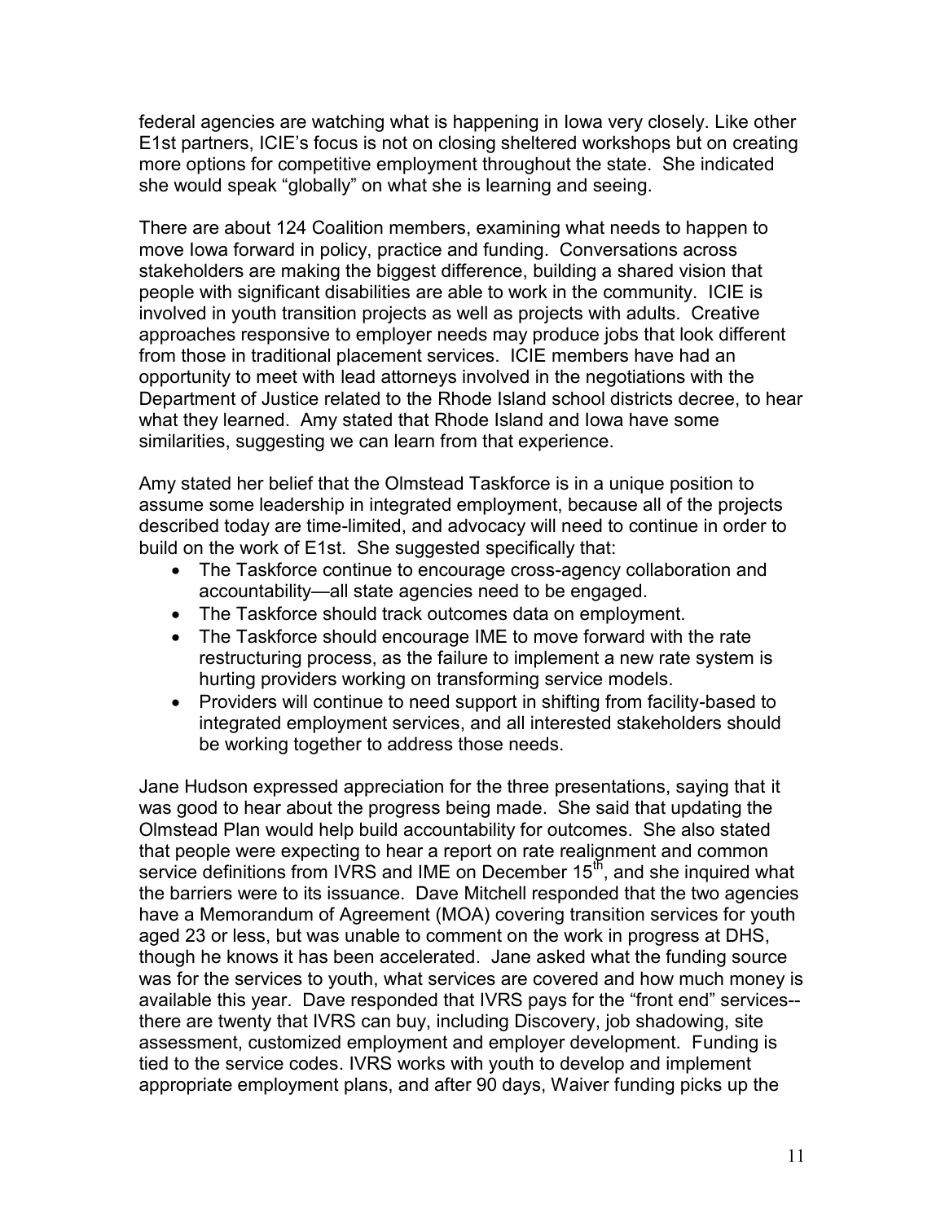federal agencies are watching what is happening in Iowa very closely. Like other E1st partners, ICIE's focus is not on closing sheltered workshops but on creating more options for competitive employment throughout the state. She indicated she would speak "globally" on what she is learning and seeing.

There are about 124 Coalition members, examining what needs to happen to move Iowa forward in policy, practice and funding. Conversations across stakeholders are making the biggest difference, building a shared vision that people with significant disabilities are able to work in the community. ICIE is involved in youth transition projects as well as projects with adults. Creative approaches responsive to employer needs may produce jobs that look different from those in traditional placement services. ICIE members have had an opportunity to meet with lead attorneys involved in the negotiations with the Department of Justice related to the Rhode Island school districts decree, to hear what they learned. Amy stated that Rhode Island and Iowa have some similarities, suggesting we can learn from that experience.

Amy stated her belief that the Olmstead Taskforce is in a unique position to assume some leadership in integrated employment, because all of the projects described today are time-limited, and advocacy will need to continue in order to build on the work of E1st. She suggested specifically that:

- The Taskforce continue to encourage cross-agency collaboration and accountability—all state agencies need to be engaged.
- The Taskforce should track outcomes data on employment.
- The Taskforce should encourage IME to move forward with the rate restructuring process, as the failure to implement a new rate system is hurting providers working on transforming service models.
- Providers will continue to need support in shifting from facility-based to integrated employment services, and all interested stakeholders should be working together to address those needs.

Jane Hudson expressed appreciation for the three presentations, saying that it was good to hear about the progress being made. She said that updating the Olmstead Plan would help build accountability for outcomes. She also stated that people were expecting to hear a report on rate realignment and common service definitions from IVRS and IME on December 15th, and she inquired what the barriers were to its issuance. Dave Mitchell responded that the two agencies have a Memorandum of Agreement (MOA) covering transition services for youth aged 23 or less, but was unable to comment on the work in progress at DHS, though he knows it has been accelerated. Jane asked what the funding source was for the services to youth, what services are covered and how much money is available this year. Dave responded that IVRS pays for the "front end" services--there are twenty that IVRS can buy, including Discovery, job shadowing, site assessment, customized employment and employer development. Funding is tied to the service codes. IVRS works with youth to develop and implement appropriate employment plans, and after 90 days, Waiver funding picks up the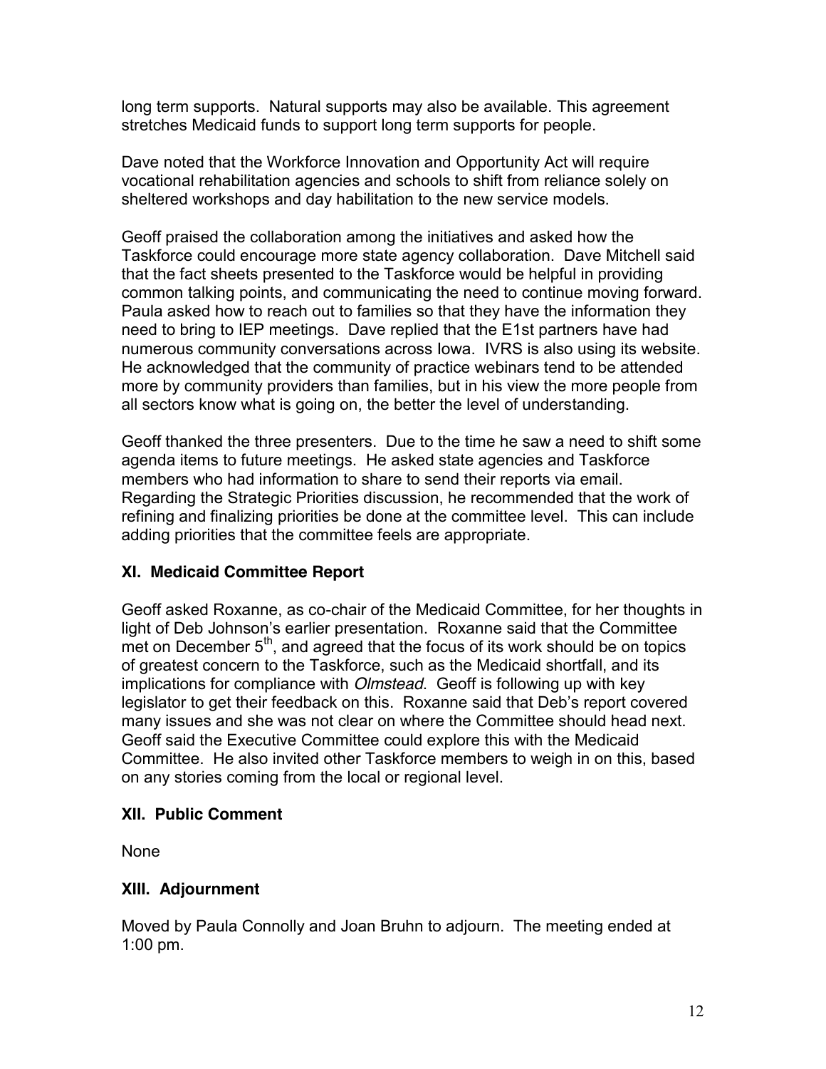long term supports. Natural supports may also be available. This agreement stretches Medicaid funds to support long term supports for people.

Dave noted that the Workforce Innovation and Opportunity Act will require vocational rehabilitation agencies and schools to shift from reliance solely on sheltered workshops and day habilitation to the new service models.

Geoff praised the collaboration among the initiatives and asked how the Taskforce could encourage more state agency collaboration. Dave Mitchell said that the fact sheets presented to the Taskforce would be helpful in providing common talking points, and communicating the need to continue moving forward. Paula asked how to reach out to families so that they have the information they need to bring to IEP meetings. Dave replied that the E1st partners have had numerous community conversations across Iowa. IVRS is also using its website. He acknowledged that the community of practice webinars tend to be attended more by community providers than families, but in his view the more people from all sectors know what is going on, the better the level of understanding.

Geoff thanked the three presenters. Due to the time he saw a need to shift some agenda items to future meetings. He asked state agencies and Taskforce members who had information to share to send their reports via email. Regarding the Strategic Priorities discussion, he recommended that the work of refining and finalizing priorities be done at the committee level. This can include adding priorities that the committee feels are appropriate.

## XI. Medicaid Committee Report

Geoff asked Roxanne, as co-chair of the Medicaid Committee, for her thoughts in light of Deb Johnson's earlier presentation. Roxanne said that the Committee met on December 5th, and agreed that the focus of its work should be on topics of greatest concern to the Taskforce, such as the Medicaid shortfall, and its implications for compliance with *Olmstead*. Geoff is following up with key legislator to get their feedback on this. Roxanne said that Deb's report covered many issues and she was not clear on where the Committee should head next. Geoff said the Executive Committee could explore this with the Medicaid Committee. He also invited other Taskforce members to weigh in on this, based on any stories coming from the local or regional level.

## XII. Public Comment

None

## XIII. Adjournment

Moved by Paula Connolly and Joan Bruhn to adjourn. The meeting ended at 1:00 pm.